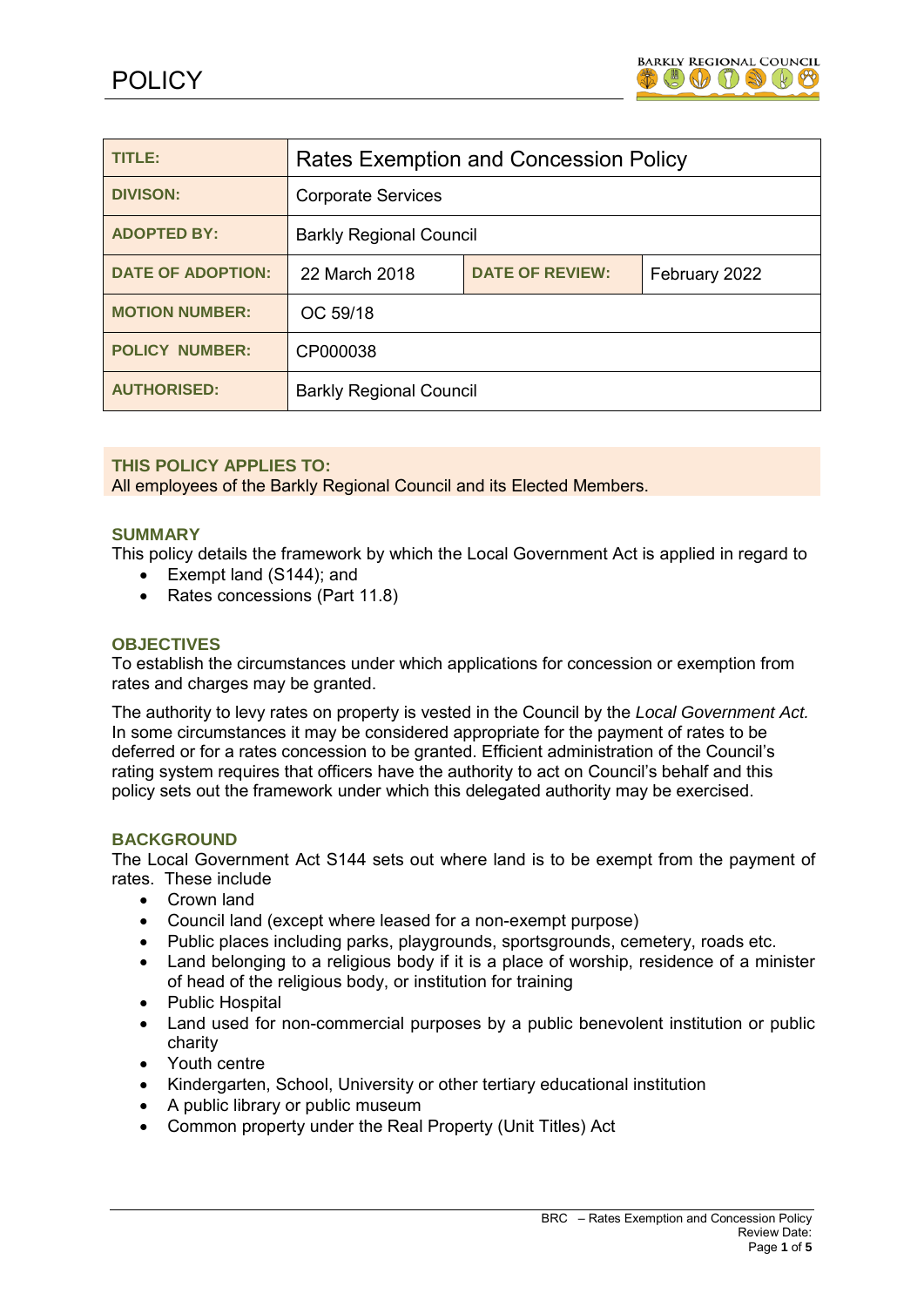# POLICY

| TITLE: | Rates Exemption and Concession Policy | | |
|---|---|---|---|
| DIVISON: | Corporate Services | | |
| ADOPTED BY: | Barkly Regional Council | | |
| DATE OF ADOPTION: | 22 March 2018 | DATE OF REVIEW: | February 2022 |
| MOTION NUMBER: | OC 59/18 | | |
| POLICY NUMBER: | CP000038 | | |
| AUTHORISED: | Barkly Regional Council | | |

**THIS POLICY APPLIES TO:**
All employees of the Barkly Regional Council and its Elected Members.

## SUMMARY

This policy details the framework by which the Local Government Act is applied in regard to

- Exempt land (S144); and
- Rates concessions (Part 11.8)

## OBJECTIVES

To establish the circumstances under which applications for concession or exemption from rates and charges may be granted.

The authority to levy rates on property is vested in the Council by the *Local Government Act.* In some circumstances it may be considered appropriate for the payment of rates to be deferred or for a rates concession to be granted. Efficient administration of the Council's rating system requires that officers have the authority to act on Council's behalf and this policy sets out the framework under which this delegated authority may be exercised.

## BACKGROUND

The Local Government Act S144 sets out where land is to be exempt from the payment of rates. These include

- Crown land
- Council land (except where leased for a non-exempt purpose)
- Public places including parks, playgrounds, sportsgrounds, cemetery, roads etc.
- Land belonging to a religious body if it is a place of worship, residence of a minister of head of the religious body, or institution for training
- Public Hospital
- Land used for non-commercial purposes by a public benevolent institution or public charity
- Youth centre
- Kindergarten, School, University or other tertiary educational institution
- A public library or public museum
- Common property under the Real Property (Unit Titles) Act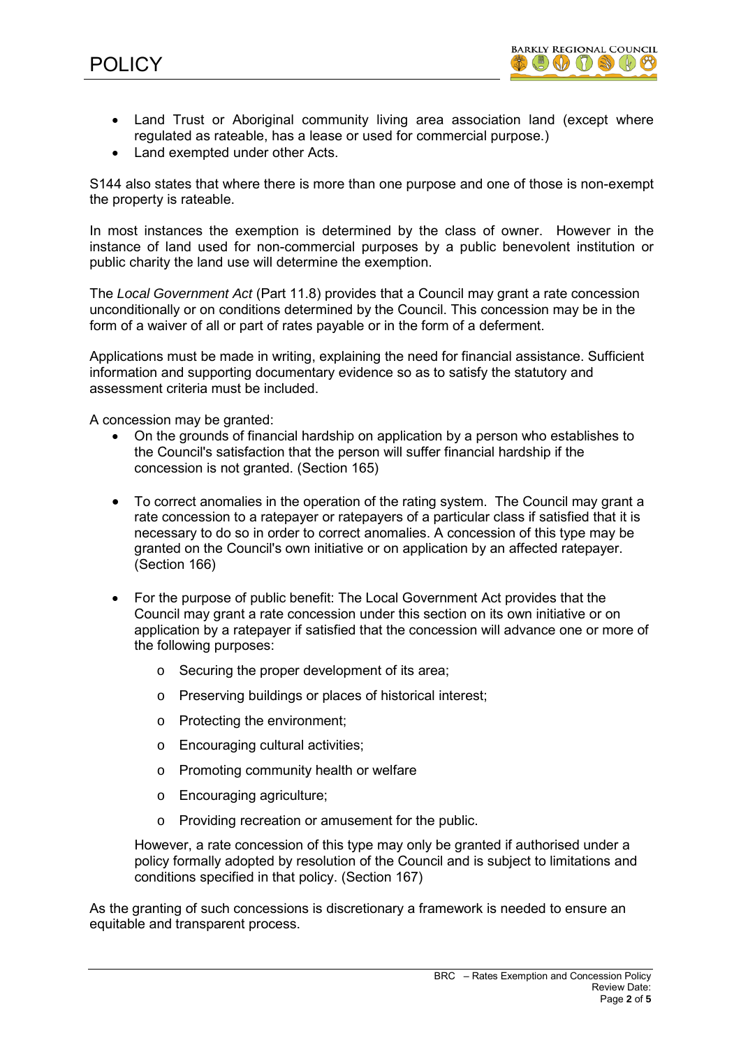- Land Trust or Aboriginal community living area association land (except where regulated as rateable, has a lease or used for commercial purpose.)
- Land exempted under other Acts.

S144 also states that where there is more than one purpose and one of those is non-exempt the property is rateable.

In most instances the exemption is determined by the class of owner. However in the instance of land used for non-commercial purposes by a public benevolent institution or public charity the land use will determine the exemption.

The *Local Government Act* (Part 11.8) provides that a Council may grant a rate concession unconditionally or on conditions determined by the Council. This concession may be in the form of a waiver of all or part of rates payable or in the form of a deferment.

Applications must be made in writing, explaining the need for financial assistance. Sufficient information and supporting documentary evidence so as to satisfy the statutory and assessment criteria must be included.

A concession may be granted:

- On the grounds of financial hardship on application by a person who establishes to the Council's satisfaction that the person will suffer financial hardship if the concession is not granted. (Section 165)

- To correct anomalies in the operation of the rating system. The Council may grant a rate concession to a ratepayer or ratepayers of a particular class if satisfied that it is necessary to do so in order to correct anomalies. A concession of this type may be granted on the Council's own initiative or on application by an affected ratepayer. (Section 166)

- For the purpose of public benefit: The Local Government Act provides that the Council may grant a rate concession under this section on its own initiative or on application by a ratepayer if satisfied that the concession will advance one or more of the following purposes:

  - Securing the proper development of its area;
  - Preserving buildings or places of historical interest;
  - Protecting the environment;
  - Encouraging cultural activities;
  - Promoting community health or welfare
  - Encouraging agriculture;
  - Providing recreation or amusement for the public.

  However, a rate concession of this type may only be granted if authorised under a policy formally adopted by resolution of the Council and is subject to limitations and conditions specified in that policy. (Section 167)

As the granting of such concessions is discretionary a framework is needed to ensure an equitable and transparent process.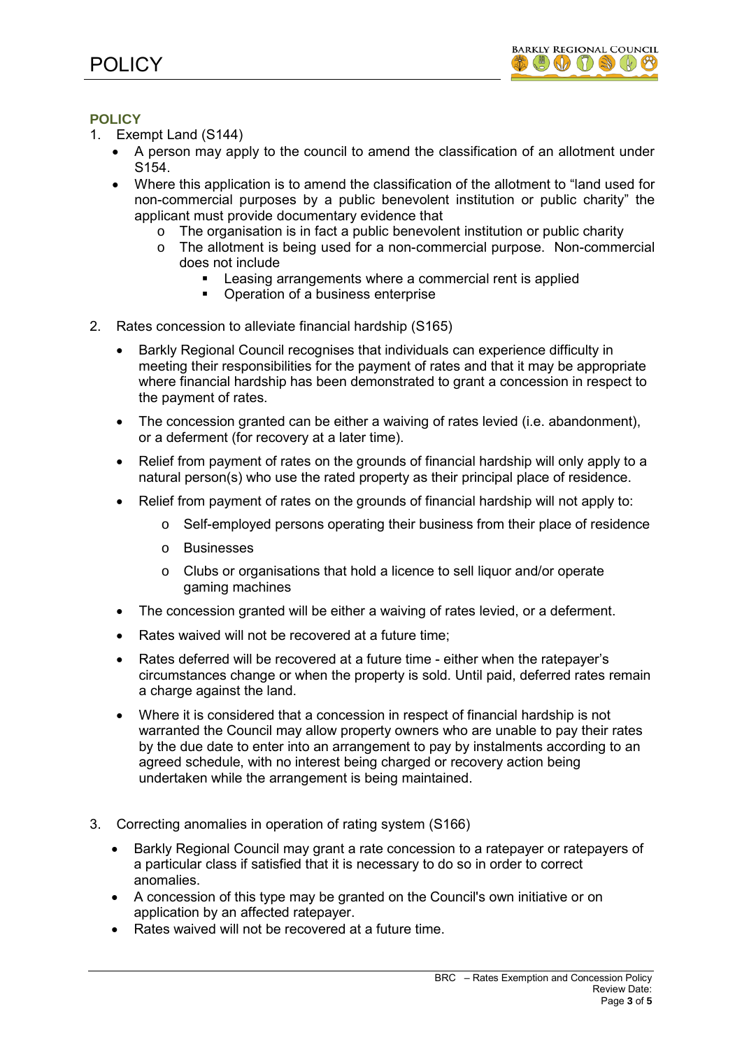## POLICY

1. Exempt Land (S144)
    - A person may apply to the council to amend the classification of an allotment under S154.
    - Where this application is to amend the classification of the allotment to "land used for non-commercial purposes by a public benevolent institution or public charity" the applicant must provide documentary evidence that
        - The organisation is in fact a public benevolent institution or public charity
        - The allotment is being used for a non-commercial purpose. Non-commercial does not include
            - Leasing arrangements where a commercial rent is applied
            - Operation of a business enterprise

2. Rates concession to alleviate financial hardship (S165)
    - Barkly Regional Council recognises that individuals can experience difficulty in meeting their responsibilities for the payment of rates and that it may be appropriate where financial hardship has been demonstrated to grant a concession in respect to the payment of rates.
    - The concession granted can be either a waiving of rates levied (i.e. abandonment), or a deferment (for recovery at a later time).
    - Relief from payment of rates on the grounds of financial hardship will only apply to a natural person(s) who use the rated property as their principal place of residence.
    - Relief from payment of rates on the grounds of financial hardship will not apply to:
        - Self-employed persons operating their business from their place of residence
        - Businesses
        - Clubs or organisations that hold a licence to sell liquor and/or operate gaming machines
    - The concession granted will be either a waiving of rates levied, or a deferment.
    - Rates waived will not be recovered at a future time;
    - Rates deferred will be recovered at a future time - either when the ratepayer's circumstances change or when the property is sold. Until paid, deferred rates remain a charge against the land.
    - Where it is considered that a concession in respect of financial hardship is not warranted the Council may allow property owners who are unable to pay their rates by the due date to enter into an arrangement to pay by instalments according to an agreed schedule, with no interest being charged or recovery action being undertaken while the arrangement is being maintained.

3. Correcting anomalies in operation of rating system (S166)
    - Barkly Regional Council may grant a rate concession to a ratepayer or ratepayers of a particular class if satisfied that it is necessary to do so in order to correct anomalies.
    - A concession of this type may be granted on the Council's own initiative or on application by an affected ratepayer.
    - Rates waived will not be recovered at a future time.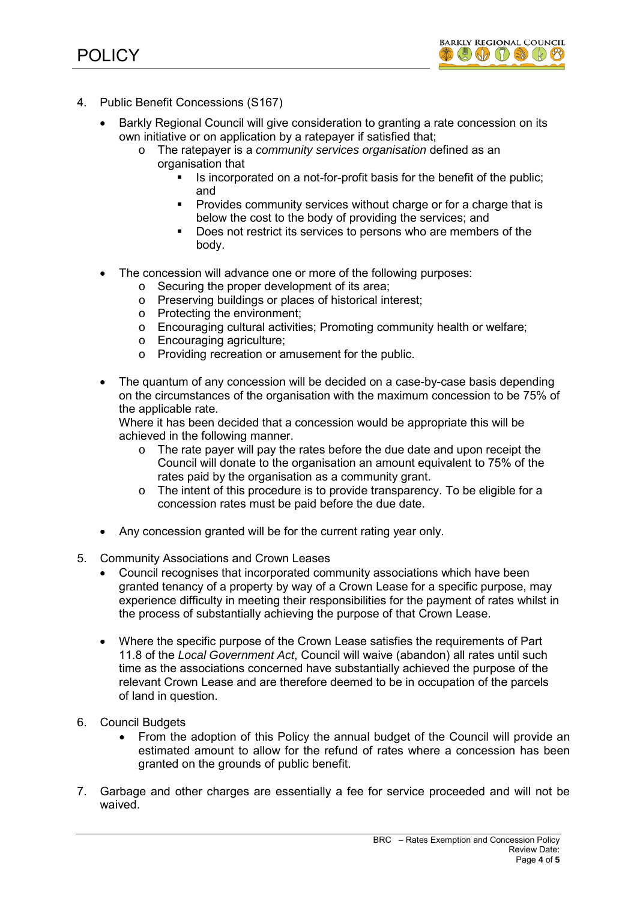4. Public Benefit Concessions (S167)

    - Barkly Regional Council will give consideration to granting a rate concession on its own initiative or on application by a ratepayer if satisfied that;
        - The ratepayer is a *community services organisation* defined as an organisation that
            - Is incorporated on a not-for-profit basis for the benefit of the public; and
            - Provides community services without charge or for a charge that is below the cost to the body of providing the services; and
            - Does not restrict its services to persons who are members of the body.

    - The concession will advance one or more of the following purposes:
        - Securing the proper development of its area;
        - Preserving buildings or places of historical interest;
        - Protecting the environment;
        - Encouraging cultural activities; Promoting community health or welfare;
        - Encouraging agriculture;
        - Providing recreation or amusement for the public.

    - The quantum of any concession will be decided on a case-by-case basis depending on the circumstances of the organisation with the maximum concession to be 75% of the applicable rate.
      Where it has been decided that a concession would be appropriate this will be achieved in the following manner.
        - The rate payer will pay the rates before the due date and upon receipt the Council will donate to the organisation an amount equivalent to 75% of the rates paid by the organisation as a community grant.
        - The intent of this procedure is to provide transparency. To be eligible for a concession rates must be paid before the due date.

    - Any concession granted will be for the current rating year only.

5. Community Associations and Crown Leases
    - Council recognises that incorporated community associations which have been granted tenancy of a property by way of a Crown Lease for a specific purpose, may experience difficulty in meeting their responsibilities for the payment of rates whilst in the process of substantially achieving the purpose of that Crown Lease.

    - Where the specific purpose of the Crown Lease satisfies the requirements of Part 11.8 of the *Local Government Act*, Council will waive (abandon) all rates until such time as the associations concerned have substantially achieved the purpose of the relevant Crown Lease and are therefore deemed to be in occupation of the parcels of land in question.

6. Council Budgets
    - From the adoption of this Policy the annual budget of the Council will provide an estimated amount to allow for the refund of rates where a concession has been granted on the grounds of public benefit.

7. Garbage and other charges are essentially a fee for service proceeded and will not be waived.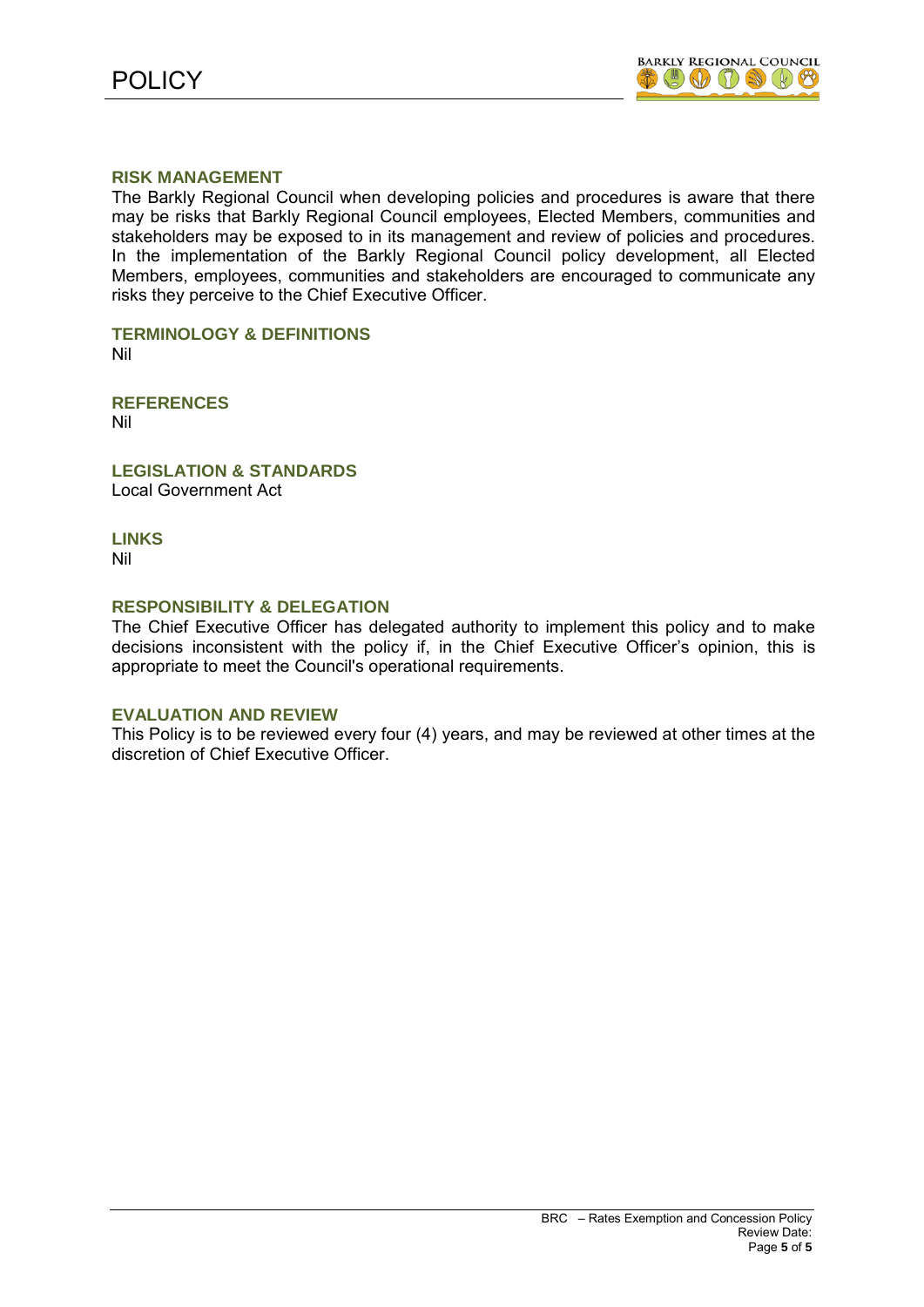## RISK MANAGEMENT

The Barkly Regional Council when developing policies and procedures is aware that there may be risks that Barkly Regional Council employees, Elected Members, communities and stakeholders may be exposed to in its management and review of policies and procedures. In the implementation of the Barkly Regional Council policy development, all Elected Members, employees, communities and stakeholders are encouraged to communicate any risks they perceive to the Chief Executive Officer.

## TERMINOLOGY & DEFINITIONS

Nil

## REFERENCES

Nil

## LEGISLATION & STANDARDS

Local Government Act

## LINKS

Nil

## RESPONSIBILITY & DELEGATION

The Chief Executive Officer has delegated authority to implement this policy and to make decisions inconsistent with the policy if, in the Chief Executive Officer's opinion, this is appropriate to meet the Council's operational requirements.

## EVALUATION AND REVIEW

This Policy is to be reviewed every four (4) years, and may be reviewed at other times at the discretion of Chief Executive Officer.